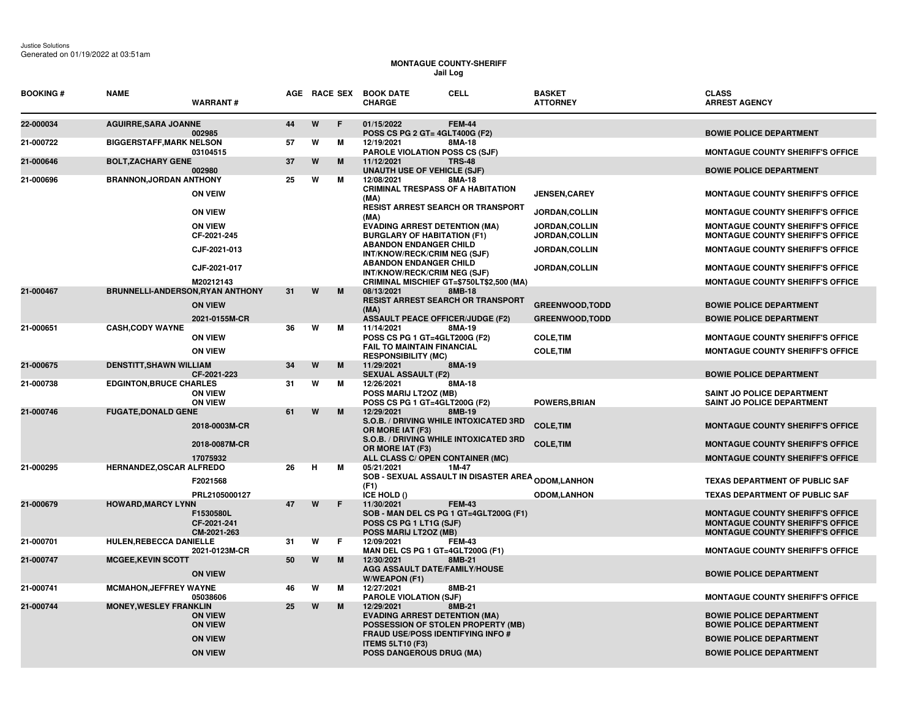Justice Solutions
Generated on 01/19/2022 at 03:51am

# MONTAGUE COUNTY-SHERIFF
## Jail Log

| BOOKING # | NAME | WARRANT # | AGE | RACE | SEX | BOOK DATE / CHARGE | CELL | BASKET / ATTORNEY | CLASS / ARREST AGENCY |
|---|---|---|---|---|---|---|---|---|---|
| 22-000034 | AGUIRRE,SARA JOANNE | | 44 | W | F | 01/15/2022 | FEM-44 | | |
| | | 002985 | | | | POSS CS PG 2 GT= 4GLT400G (F2) | | | BOWIE POLICE DEPARTMENT |
| 21-000722 | BIGGERSTAFF,MARK NELSON | | 57 | W | M | 12/19/2021 | 8MA-18 | | |
| | | 03104515 | | | | PAROLE VIOLATION POSS CS (SJF) | | | MONTAGUE COUNTY SHERIFF'S OFFICE |
| 21-000646 | BOLT,ZACHARY GENE | | 37 | W | M | 11/12/2021 | TRS-48 | | |
| | | 002980 | | | | UNAUTH USE OF VEHICLE (SJF) | | | BOWIE POLICE DEPARTMENT |
| 21-000696 | BRANNON,JORDAN ANTHONY | | 25 | W | M | 12/08/2021 | 8MA-18 | | |
| | | ON VEIW | | | | CRIMINAL TRESPASS OF A HABITATION (MA) | | JENSEN,CAREY | MONTAGUE COUNTY SHERIFF'S OFFICE |
| | | ON VIEW | | | | RESIST ARREST SEARCH OR TRANSPORT (MA) | | JORDAN,COLLIN | MONTAGUE COUNTY SHERIFF'S OFFICE |
| | | ON VIEW | | | | EVADING ARREST DETENTION (MA) | | JORDAN,COLLIN | MONTAGUE COUNTY SHERIFF'S OFFICE |
| | | CF-2021-245 | | | | BURGLARY OF HABITATION (F1) | | JORDAN,COLLIN | MONTAGUE COUNTY SHERIFF'S OFFICE |
| | | CJF-2021-013 | | | | ABANDON ENDANGER CHILD INT/KNOW/RECK/CRIM NEG (SJF) | | JORDAN,COLLIN | MONTAGUE COUNTY SHERIFF'S OFFICE |
| | | CJF-2021-017 | | | | ABANDON ENDANGER CHILD INT/KNOW/RECK/CRIM NEG (SJF) | | JORDAN,COLLIN | MONTAGUE COUNTY SHERIFF'S OFFICE |
| | | M20212143 | | | | CRIMINAL MISCHIEF GT=$750LT$2,500 (MA) | | | MONTAGUE COUNTY SHERIFF'S OFFICE |
| 21-000467 | BRUNNELLI-ANDERSON,RYAN ANTHONY | | 31 | W | M | 08/13/2021 | 8MB-18 | | |
| | | ON VIEW | | | | RESIST ARREST SEARCH OR TRANSPORT (MA) | | GREENWOOD,TODD | BOWIE POLICE DEPARTMENT |
| | | 2021-0155M-CR | | | | ASSAULT PEACE OFFICER/JUDGE (F2) | | GREENWOOD,TODD | BOWIE POLICE DEPARTMENT |
| 21-000651 | CASH,CODY WAYNE | | 36 | W | M | 11/14/2021 | 8MA-19 | | |
| | | ON VIEW | | | | POSS CS PG 1 GT=4GLT200G (F2) | | COLE,TIM | MONTAGUE COUNTY SHERIFF'S OFFICE |
| | | ON VIEW | | | | FAIL TO MAINTAIN FINANCIAL RESPONSIBILITY (MC) | | COLE,TIM | MONTAGUE COUNTY SHERIFF'S OFFICE |
| 21-000675 | DENSTITT,SHAWN WILLIAM | | 34 | W | M | 11/29/2021 | 8MA-19 | | |
| | | CF-2021-223 | | | | SEXUAL ASSAULT (F2) | | | BOWIE POLICE DEPARTMENT |
| 21-000738 | EDGINTON,BRUCE CHARLES | | 31 | W | M | 12/26/2021 | 8MA-18 | | |
| | | ON VIEW | | | | POSS MARIJ LT2OZ (MB) | | | SAINT JO POLICE DEPARTMENT |
| | | ON VIEW | | | | POSS CS PG 1 GT=4GLT200G (F2) | | POWERS,BRIAN | SAINT JO POLICE DEPARTMENT |
| 21-000746 | FUGATE,DONALD GENE | | 61 | W | M | 12/29/2021 | 8MB-19 | | |
| | | 2018-0003M-CR | | | | S.O.B. / DRIVING WHILE INTOXICATED 3RD OR MORE IAT (F3) | | COLE,TIM | MONTAGUE COUNTY SHERIFF'S OFFICE |
| | | 2018-0087M-CR | | | | S.O.B. / DRIVING WHILE INTOXICATED 3RD OR MORE IAT (F3) | | COLE,TIM | MONTAGUE COUNTY SHERIFF'S OFFICE |
| | | 17075932 | | | | ALL CLASS C/ OPEN CONTAINER (MC) | | | MONTAGUE COUNTY SHERIFF'S OFFICE |
| 21-000295 | HERNANDEZ,OSCAR ALFREDO | | 26 | H | M | 05/21/2021 | 1M-47 | | |
| | | F2021568 | | | | SOB - SEXUAL ASSAULT IN DISASTER AREA (F1) | | ODOM,LANHON | TEXAS DEPARTMENT OF PUBLIC SAF |
| | | PRL2105000127 | | | | ICE HOLD () | | ODOM,LANHON | TEXAS DEPARTMENT OF PUBLIC SAF |
| 21-000679 | HOWARD,MARCY LYNN | | 47 | W | F | 11/30/2021 | FEM-43 | | |
| | | F1530580L | | | | SOB - MAN DEL CS PG 1 GT=4GLT200G (F1) | | | MONTAGUE COUNTY SHERIFF'S OFFICE |
| | | CF-2021-241 | | | | POSS CS PG 1 LT1G (SJF) | | | MONTAGUE COUNTY SHERIFF'S OFFICE |
| | | CM-2021-263 | | | | POSS MARIJ LT2OZ (MB) | | | MONTAGUE COUNTY SHERIFF'S OFFICE |
| 21-000701 | HULEN,REBECCA DANIELLE | | 31 | W | F | 12/09/2021 | FEM-43 | | |
| | | 2021-0123M-CR | | | | MAN DEL CS PG 1 GT=4GLT200G (F1) | | | MONTAGUE COUNTY SHERIFF'S OFFICE |
| 21-000747 | MCGEE,KEVIN SCOTT | | 50 | W | M | 12/30/2021 | 8MB-21 | | |
| | | ON VIEW | | | | AGG ASSAULT DATE/FAMILY/HOUSE W/WEAPON (F1) | | | BOWIE POLICE DEPARTMENT |
| 21-000741 | MCMAHON,JEFFREY WAYNE | | 46 | W | M | 12/27/2021 | 8MB-21 | | |
| | | 05038606 | | | | PAROLE VIOLATION (SJF) | | | MONTAGUE COUNTY SHERIFF'S OFFICE |
| 21-000744 | MONEY,WESLEY FRANKLIN | | 25 | W | M | 12/29/2021 | 8MB-21 | | |
| | | ON VIEW | | | | EVADING ARREST DETENTION (MA) | | | BOWIE POLICE DEPARTMENT |
| | | ON VIEW | | | | POSSESSION OF STOLEN PROPERTY (MB) | | | BOWIE POLICE DEPARTMENT |
| | | ON VIEW | | | | FRAUD USE/POSS IDENTIFYING INFO # ITEMS 5LT10 (F3) | | | BOWIE POLICE DEPARTMENT |
| | | ON VIEW | | | | POSS DANGEROUS DRUG (MA) | | | BOWIE POLICE DEPARTMENT |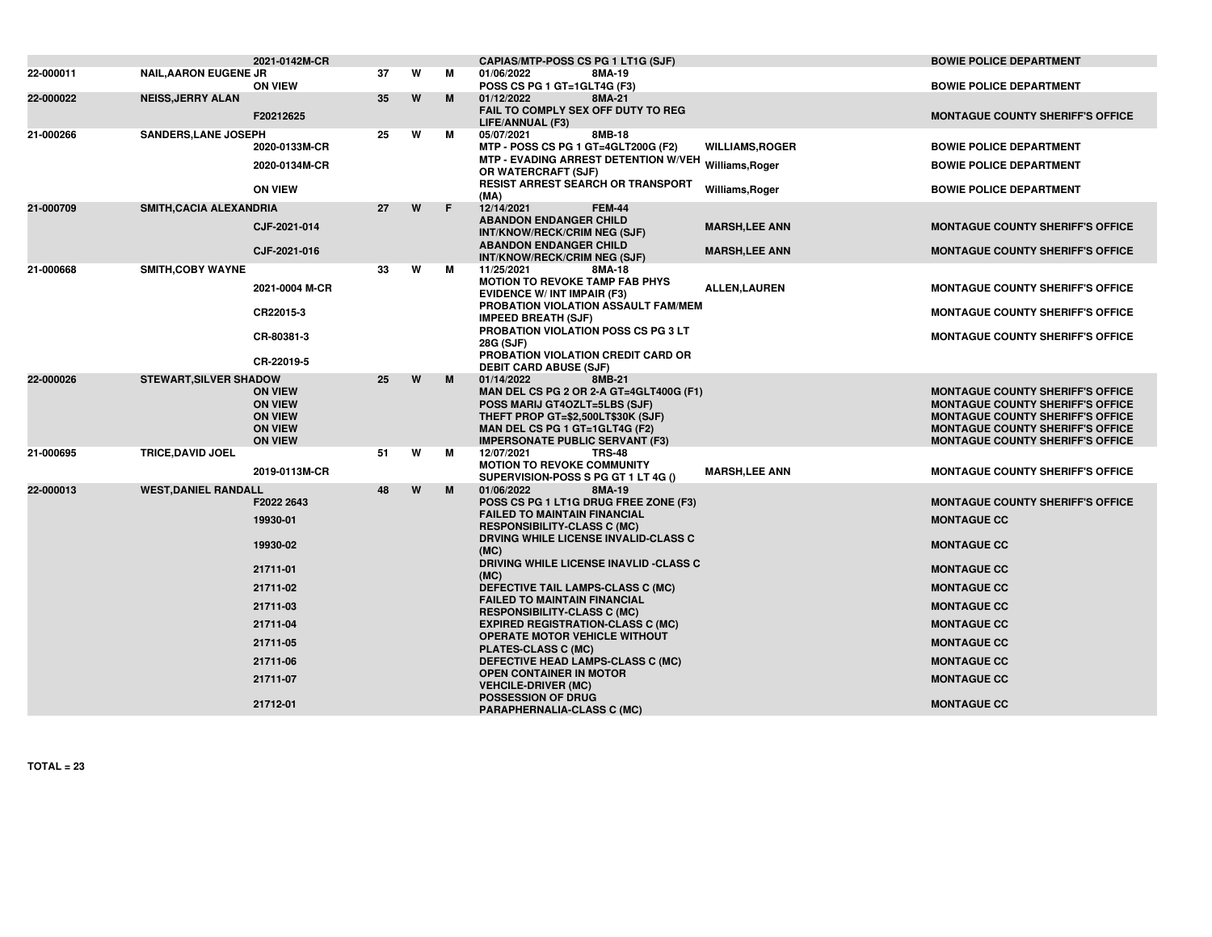| | | | | | | | | |
|---|---|---|---|---|---|---|---|---|
| | | 2021-0142M-CR | | | | CAPIAS/MTP-POSS CS PG 1 LT1G (SJF) | | BOWIE POLICE DEPARTMENT |
| 22-000011 | NAIL,AARON EUGENE JR | | 37 | W | M | 01/06/2022 8MA-19 | | |
| | | ON VIEW | | | | POSS CS PG 1 GT=1GLT4G (F3) | | BOWIE POLICE DEPARTMENT |
| 22-000022 | NEISS,JERRY ALAN | | 35 | W | M | 01/12/2022 8MA-21 | | |
| | | F20212625 | | | | FAIL TO COMPLY SEX OFF DUTY TO REG LIFE/ANNUAL (F3) | | MONTAGUE COUNTY SHERIFF'S OFFICE |
| 21-000266 | SANDERS,LANE JOSEPH | | 25 | W | M | 05/07/2021 8MB-18 | | |
| | | 2020-0133M-CR | | | | MTP - POSS CS PG 1 GT=4GLT200G (F2) | WILLIAMS,ROGER | BOWIE POLICE DEPARTMENT |
| | | 2020-0134M-CR | | | | MTP - EVADING ARREST DETENTION W/VEH OR WATERCRAFT (SJF) | Williams,Roger | BOWIE POLICE DEPARTMENT |
| | | ON VIEW | | | | RESIST ARREST SEARCH OR TRANSPORT (MA) | Williams,Roger | BOWIE POLICE DEPARTMENT |
| 21-000709 | SMITH,CACIA ALEXANDRIA | | 27 | W | F | 12/14/2021 FEM-44 | | |
| | | CJF-2021-014 | | | | ABANDON ENDANGER CHILD INT/KNOW/RECK/CRIM NEG (SJF) | MARSH,LEE ANN | MONTAGUE COUNTY SHERIFF'S OFFICE |
| | | CJF-2021-016 | | | | ABANDON ENDANGER CHILD INT/KNOW/RECK/CRIM NEG (SJF) | MARSH,LEE ANN | MONTAGUE COUNTY SHERIFF'S OFFICE |
| 21-000668 | SMITH,COBY WAYNE | | 33 | W | M | 11/25/2021 8MA-18 | | |
| | | 2021-0004 M-CR | | | | MOTION TO REVOKE TAMP FAB PHYS EVIDENCE W/ INT IMPAIR (F3) | ALLEN,LAUREN | MONTAGUE COUNTY SHERIFF'S OFFICE |
| | | CR22015-3 | | | | PROBATION VIOLATION ASSAULT FAM/MEM IMPEED BREATH (SJF) | | MONTAGUE COUNTY SHERIFF'S OFFICE |
| | | CR-80381-3 | | | | PROBATION VIOLATION POSS CS PG 3 LT 28G (SJF) | | MONTAGUE COUNTY SHERIFF'S OFFICE |
| | | CR-22019-5 | | | | PROBATION VIOLATION CREDIT CARD OR DEBIT CARD ABUSE (SJF) | | |
| 22-000026 | STEWART,SILVER SHADOW | | 25 | W | M | 01/14/2022 8MB-21 | | |
| | | ON VIEW | | | | MAN DEL CS PG 2 OR 2-A GT=4GLT400G (F1) | | MONTAGUE COUNTY SHERIFF'S OFFICE |
| | | ON VIEW | | | | POSS MARIJ GT4OZLT=5LBS (SJF) | | MONTAGUE COUNTY SHERIFF'S OFFICE |
| | | ON VIEW | | | | THEFT PROP GT=$2,500LT$30K (SJF) | | MONTAGUE COUNTY SHERIFF'S OFFICE |
| | | ON VIEW | | | | MAN DEL CS PG 1 GT=1GLT4G (F2) | | MONTAGUE COUNTY SHERIFF'S OFFICE |
| | | ON VIEW | | | | IMPERSONATE PUBLIC SERVANT (F3) | | MONTAGUE COUNTY SHERIFF'S OFFICE |
| 21-000695 | TRICE,DAVID JOEL | | 51 | W | M | 12/07/2021 TRS-48 | | |
| | | 2019-0113M-CR | | | | MOTION TO REVOKE COMMUNITY SUPERVISION-POSS S PG GT 1 LT 4G () | MARSH,LEE ANN | MONTAGUE COUNTY SHERIFF'S OFFICE |
| 22-000013 | WEST,DANIEL RANDALL | | 48 | W | M | 01/06/2022 8MA-19 | | |
| | | F2022 2643 | | | | POSS CS PG 1 LT1G DRUG FREE ZONE (F3) | | MONTAGUE COUNTY SHERIFF'S OFFICE |
| | | 19930-01 | | | | FAILED TO MAINTAIN FINANCIAL RESPONSIBILITY-CLASS C (MC) | | MONTAGUE CC |
| | | 19930-02 | | | | DRVING WHILE LICENSE INVALID-CLASS C (MC) | | MONTAGUE CC |
| | | 21711-01 | | | | DRIVING WHILE LICENSE INAVLID -CLASS C (MC) | | MONTAGUE CC |
| | | 21711-02 | | | | DEFECTIVE TAIL LAMPS-CLASS C (MC) | | MONTAGUE CC |
| | | 21711-03 | | | | FAILED TO MAINTAIN FINANCIAL RESPONSIBILITY-CLASS C (MC) | | MONTAGUE CC |
| | | 21711-04 | | | | EXPIRED REGISTRATION-CLASS C (MC) | | MONTAGUE CC |
| | | 21711-05 | | | | OPERATE MOTOR VEHICLE WITHOUT PLATES-CLASS C (MC) | | MONTAGUE CC |
| | | 21711-06 | | | | DEFECTIVE HEAD LAMPS-CLASS C (MC) | | MONTAGUE CC |
| | | 21711-07 | | | | OPEN CONTAINER IN MOTOR VEHCILE-DRIVER (MC) | | MONTAGUE CC |
| | | 21712-01 | | | | POSSESSION OF DRUG PARAPHERNALIA-CLASS C (MC) | | MONTAGUE CC |

**TOTAL = 23**